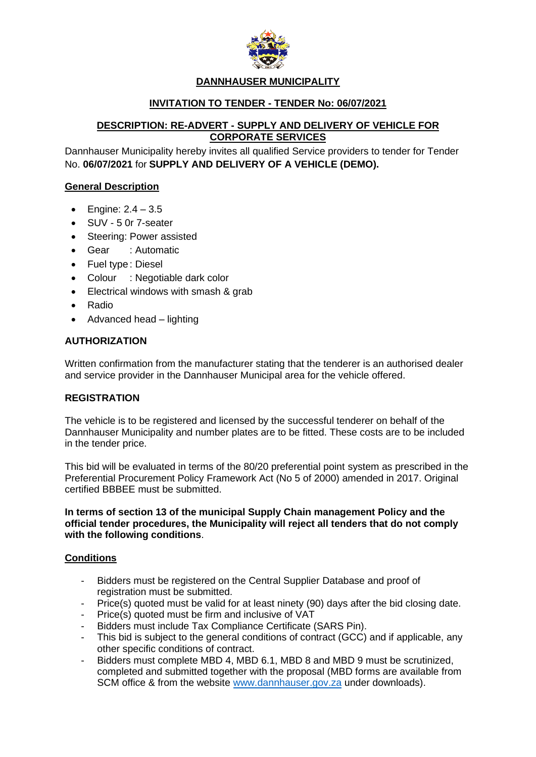# DANNHAUSER MUNICIPALITY

## INVITATION TO TENDER - TENDER No: 06/07/2021

### DESCRIPTION: RE-ADVERT - SUPPLY AND DELIVERY OF VEHICLE FOR CORPORATE SERVICES

Dannhauser Municipality hereby invites all qualified Service providers to tender for Tender No. **06/07/2021** for **SUPPLY AND DELIVERY OF A VEHICLE (DEMO).**

### General Description

- Engine: 2.4 – 3.5
- SUV - 5 0r 7-seater
- Steering: Power assisted
- Gear : Automatic
- Fuel type : Diesel
- Colour : Negotiable dark color
- Electrical windows with smash & grab
- Radio
- Advanced head – lighting

### AUTHORIZATION

Written confirmation from the manufacturer stating that the tenderer is an authorised dealer and service provider in the Dannhauser Municipal area for the vehicle offered.

### REGISTRATION

The vehicle is to be registered and licensed by the successful tenderer on behalf of the Dannhauser Municipality and number plates are to be fitted. These costs are to be included in the tender price.

This bid will be evaluated in terms of the 80/20 preferential point system as prescribed in the Preferential Procurement Policy Framework Act (No 5 of 2000) amended in 2017. Original certified BBBEE must be submitted.

**In terms of section 13 of the municipal Supply Chain management Policy and the official tender procedures, the Municipality will reject all tenders that do not comply with the following conditions**.

### Conditions

- Bidders must be registered on the Central Supplier Database and proof of registration must be submitted.
- Price(s) quoted must be valid for at least ninety (90) days after the bid closing date.
- Price(s) quoted must be firm and inclusive of VAT
- Bidders must include Tax Compliance Certificate (SARS Pin).
- This bid is subject to the general conditions of contract (GCC) and if applicable, any other specific conditions of contract.
- Bidders must complete MBD 4, MBD 6.1, MBD 8 and MBD 9 must be scrutinized, completed and submitted together with the proposal (MBD forms are available from SCM office & from the website www.dannhauser.gov.za under downloads).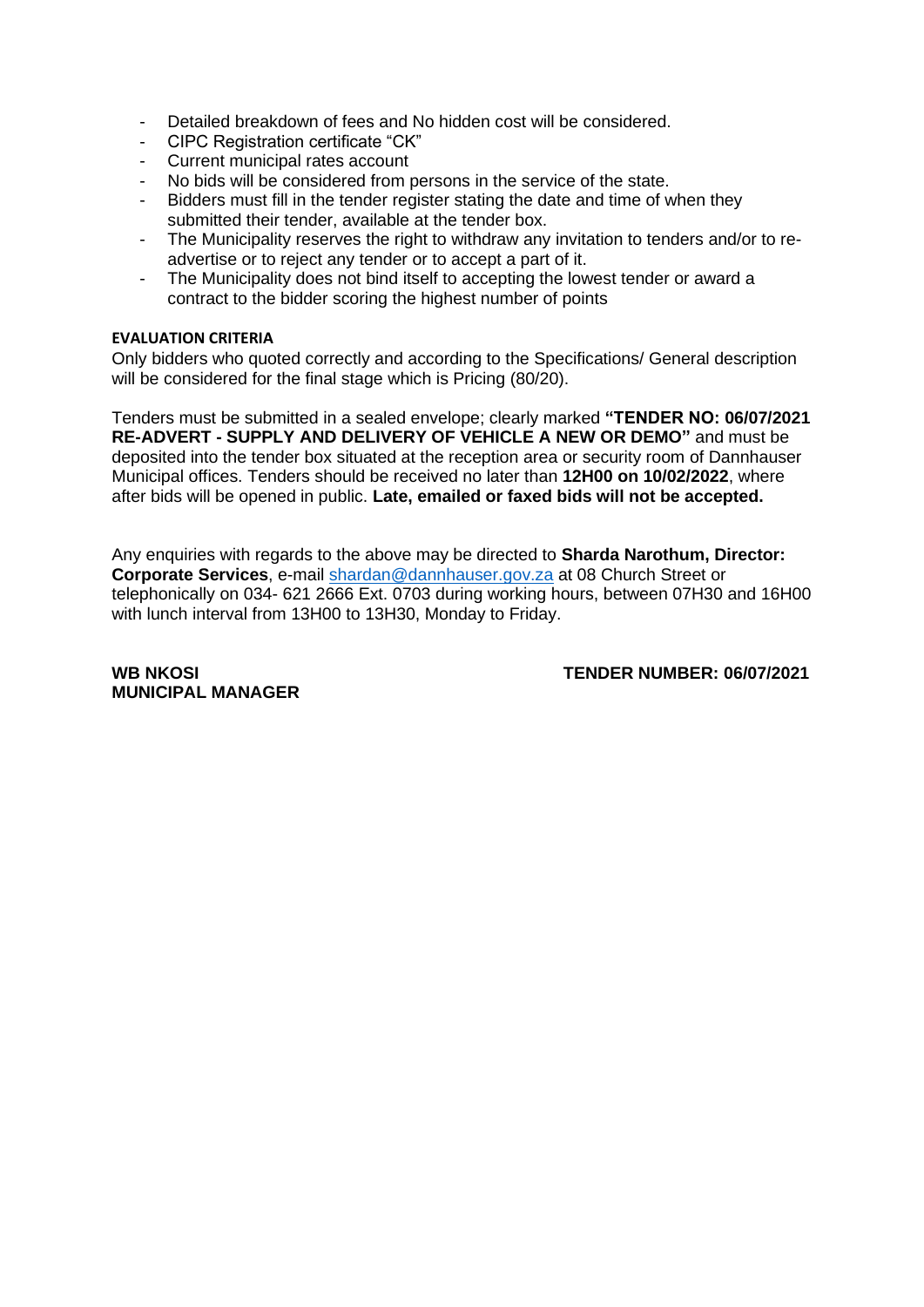- Detailed breakdown of fees and No hidden cost will be considered.
- CIPC Registration certificate "CK"
- Current municipal rates account
- No bids will be considered from persons in the service of the state.
- Bidders must fill in the tender register stating the date and time of when they submitted their tender, available at the tender box.
- The Municipality reserves the right to withdraw any invitation to tenders and/or to re-advertise or to reject any tender or to accept a part of it.
- The Municipality does not bind itself to accepting the lowest tender or award a contract to the bidder scoring the highest number of points

**EVALUATION CRITERIA**

Only bidders who quoted correctly and according to the Specifications/ General description will be considered for the final stage which is Pricing (80/20).

Tenders must be submitted in a sealed envelope; clearly marked **"TENDER NO: 06/07/2021 RE-ADVERT - SUPPLY AND DELIVERY OF VEHICLE A NEW OR DEMO"** and must be deposited into the tender box situated at the reception area or security room of Dannhauser Municipal offices. Tenders should be received no later than **12H00 on 10/02/2022**, where after bids will be opened in public. **Late, emailed or faxed bids will not be accepted.**

Any enquiries with regards to the above may be directed to **Sharda Narothum, Director: Corporate Services**, e-mail shardan@dannhauser.gov.za at 08 Church Street or telephonically on 034- 621 2666 Ext. 0703 during working hours, between 07H30 and 16H00 with lunch interval from 13H00 to 13H30, Monday to Friday.

**WB NKOSI**
**MUNICIPAL MANAGER**

**TENDER NUMBER: 06/07/2021**